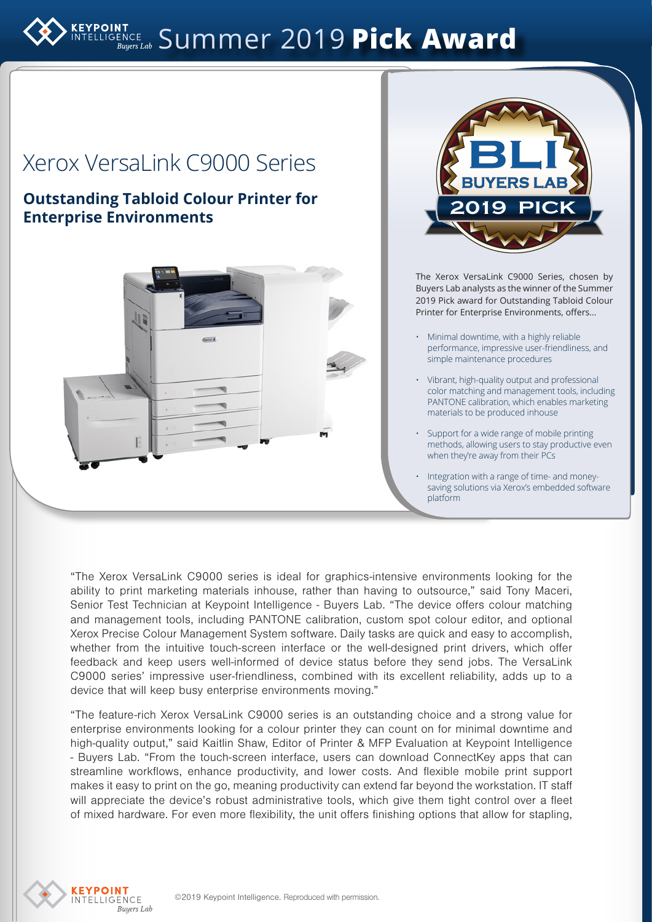# Summer 2019 **Pick Award**

## Xerox VersaLink C9000 Series

### Outstanding Tabloid Colour Printer for Enterprise Environments

The Xerox VersaLink C9000 Series, chosen by Buyers Lab analysts as the winner of the Summer 2019 Pick award for Outstanding Tabloid Colour Printer for Enterprise Environments, offers...

- Minimal downtime, with a highly reliable performance, impressive user-friendliness, and simple maintenance procedures
- Vibrant, high-quality output and professional color matching and management tools, including PANTONE calibration, which enables marketing materials to be produced inhouse
- Support for a wide range of mobile printing methods, allowing users to stay productive even when they're away from their PCs
- Integration with a range of time- and money-saving solutions via Xerox's embedded software platform

"The Xerox VersaLink C9000 series is ideal for graphics-intensive environments looking for the ability to print marketing materials inhouse, rather than having to outsource," said Tony Maceri, Senior Test Technician at Keypoint Intelligence - Buyers Lab. "The device offers colour matching and management tools, including PANTONE calibration, custom spot colour editor, and optional Xerox Precise Colour Management System software. Daily tasks are quick and easy to accomplish, whether from the intuitive touch-screen interface or the well-designed print drivers, which offer feedback and keep users well-informed of device status before they send jobs. The VersaLink C9000 series' impressive user-friendliness, combined with its excellent reliability, adds up to a device that will keep busy enterprise environments moving."

"The feature-rich Xerox VersaLink C9000 series is an outstanding choice and a strong value for enterprise environments looking for a colour printer they can count on for minimal downtime and high-quality output," said Kaitlin Shaw, Editor of Printer & MFP Evaluation at Keypoint Intelligence - Buyers Lab. "From the touch-screen interface, users can download ConnectKey apps that can streamline workflows, enhance productivity, and lower costs. And flexible mobile print support makes it easy to print on the go, meaning productivity can extend far beyond the workstation. IT staff will appreciate the device's robust administrative tools, which give them tight control over a fleet of mixed hardware. For even more flexibility, the unit offers finishing options that allow for stapling,

©2019 Keypoint Intelligence. Reproduced with permission.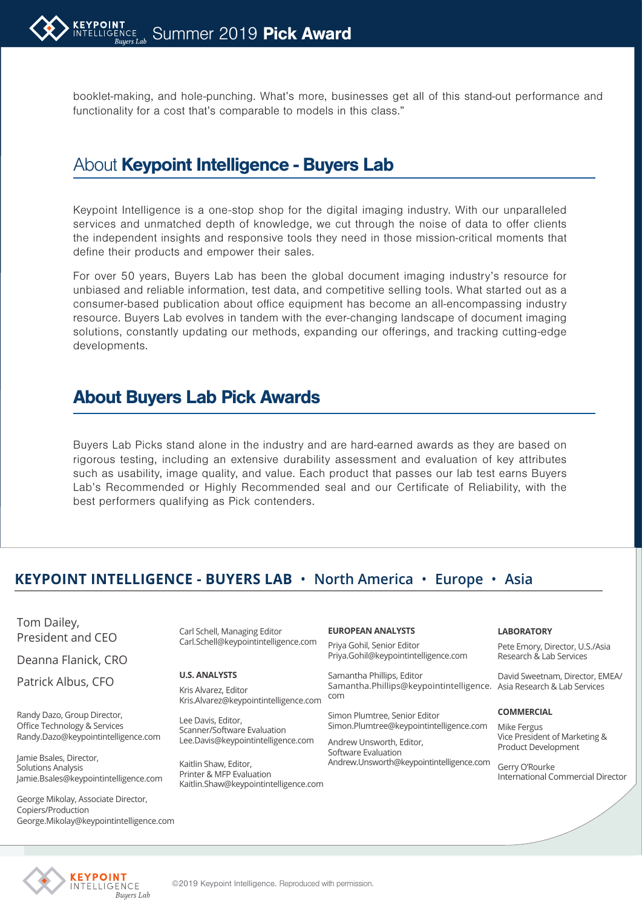booklet-making, and hole-punching. What's more, businesses get all of this stand-out performance and functionality for a cost that's comparable to models in this class."

## About **Keypoint Intelligence - Buyers Lab**

Keypoint Intelligence is a one-stop shop for the digital imaging industry. With our unparalleled services and unmatched depth of knowledge, we cut through the noise of data to offer clients the independent insights and responsive tools they need in those mission-critical moments that define their products and empower their sales.

For over 50 years, Buyers Lab has been the global document imaging industry's resource for unbiased and reliable information, test data, and competitive selling tools. What started out as a consumer-based publication about office equipment has become an all-encompassing industry resource. Buyers Lab evolves in tandem with the ever-changing landscape of document imaging solutions, constantly updating our methods, expanding our offerings, and tracking cutting-edge developments.

## About Buyers Lab Pick Awards

Buyers Lab Picks stand alone in the industry and are hard-earned awards as they are based on rigorous testing, including an extensive durability assessment and evaluation of key attributes such as usability, image quality, and value. Each product that passes our lab test earns Buyers Lab's Recommended or Highly Recommended seal and our Certificate of Reliability, with the best performers qualifying as Pick contenders.

## KEYPOINT INTELLIGENCE - BUYERS LAB • North America • Europe • Asia

Tom Dailey,
President and CEO

Deanna Flanick, CRO

Patrick Albus, CFO

Randy Dazo, Group Director,
Office Technology & Services
Randy.Dazo@keypointintelligence.com

Jamie Bsales, Director,
Solutions Analysis
Jamie.Bsales@keypointintelligence.com

George Mikolay, Associate Director,
Copiers/Production
George.Mikolay@keypointintelligence.com

Carl Schell, Managing Editor
Carl.Schell@keypointintelligence.com

**U.S. ANALYSTS**

Kris Alvarez, Editor
Kris.Alvarez@keypointintelligence.com

Lee Davis, Editor,
Scanner/Software Evaluation
Lee.Davis@keypointintelligence.com

Kaitlin Shaw, Editor,
Printer & MFP Evaluation
Kaitlin.Shaw@keypointintelligence.com

**EUROPEAN ANALYSTS**

Priya Gohil, Senior Editor
Priya.Gohil@keypointintelligence.com

Samantha Phillips, Editor
Samantha.Phillips@keypointintelligence.com

Simon Plumtree, Senior Editor
Simon.Plumtree@keypointintelligence.com

Andrew Unsworth, Editor,
Software Evaluation
Andrew.Unsworth@keypointintelligence.com

**LABORATORY**

Pete Emory, Director, U.S./Asia
Research & Lab Services

David Sweetnam, Director, EMEA/
Asia Research & Lab Services

**COMMERCIAL**

Mike Fergus
Vice President of Marketing &
Product Development

Gerry O'Rourke
International Commercial Director

©2019 Keypoint Intelligence. Reproduced with permission.